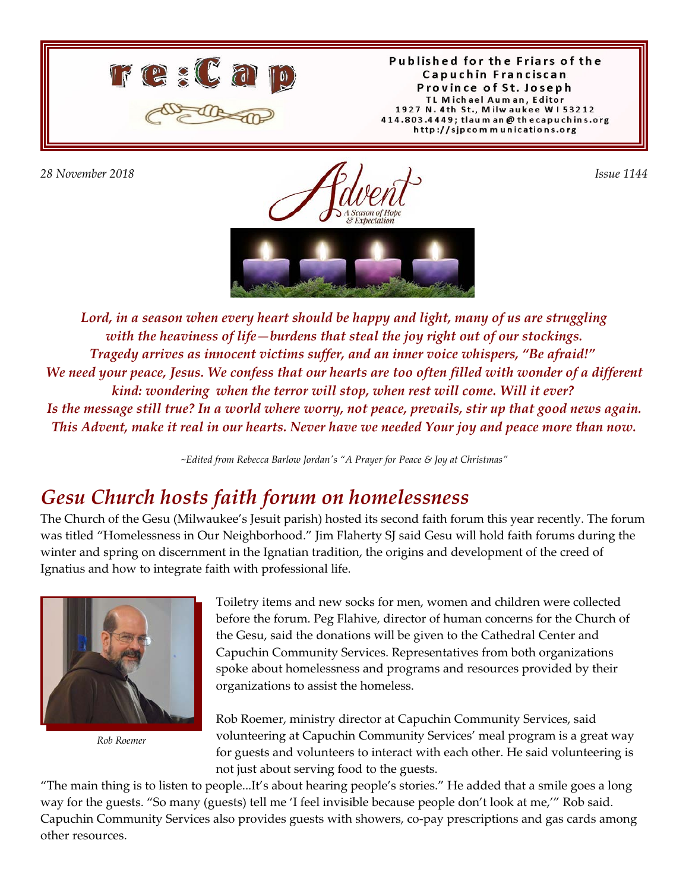# re:Cap

Published for the Friars of the Capuchin Franciscan Province of St. Joseph
TL Michael Auman, Editor
1927 N. 4th St., Milwaukee WI 53212
414.803.4449; tlauman@thecapuchins.org
http://sjpcommunications.org

*28 November 2018* *Issue 1144*

Advent
A Season of Hope & Expectation

***Lord, in a season when every heart should be happy and light, many of us are struggling with the heaviness of life—burdens that steal the joy right out of our stockings. Tragedy arrives as innocent victims suffer, and an inner voice whispers, "Be afraid!" We need your peace, Jesus. We confess that our hearts are too often filled with wonder of a different kind: wondering when the terror will stop, when rest will come. Will it ever? Is the message still true? In a world where worry, not peace, prevails, stir up that good news again. This Advent, make it real in our hearts. Never have we needed Your joy and peace more than now.***

*~Edited from Rebecca Barlow Jordan's "A Prayer for Peace & Joy at Christmas"*

## *Gesu Church hosts faith forum on homelessness*

The Church of the Gesu (Milwaukee's Jesuit parish) hosted its second faith forum this year recently. The forum was titled "Homelessness in Our Neighborhood." Jim Flaherty SJ said Gesu will hold faith forums during the winter and spring on discernment in the Ignatian tradition, the origins and development of the creed of Ignatius and how to integrate faith with professional life.

*Rob Roemer*

Toiletry items and new socks for men, women and children were collected before the forum. Peg Flahive, director of human concerns for the Church of the Gesu, said the donations will be given to the Cathedral Center and Capuchin Community Services. Representatives from both organizations spoke about homelessness and programs and resources provided by their organizations to assist the homeless.

Rob Roemer, ministry director at Capuchin Community Services, said volunteering at Capuchin Community Services' meal program is a great way for guests and volunteers to interact with each other. He said volunteering is not just about serving food to the guests.

"The main thing is to listen to people...It's about hearing people's stories." He added that a smile goes a long way for the guests. "So many (guests) tell me 'I feel invisible because people don't look at me,'" Rob said. Capuchin Community Services also provides guests with showers, co-pay prescriptions and gas cards among other resources.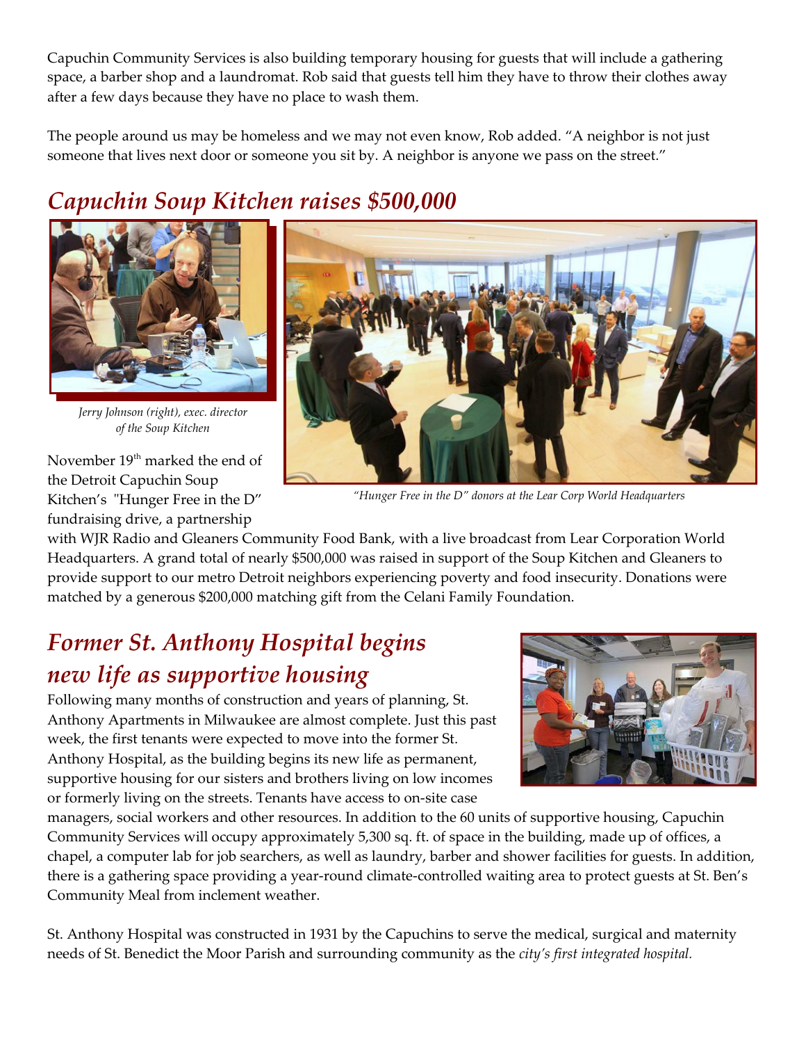Capuchin Community Services is also building temporary housing for guests that will include a gathering space, a barber shop and a laundromat. Rob said that guests tell him they have to throw their clothes away after a few days because they have no place to wash them.

The people around us may be homeless and we may not even know, Rob added. "A neighbor is not just someone that lives next door or someone you sit by. A neighbor is anyone we pass on the street."

## *Capuchin Soup Kitchen raises $500,000*

*Jerry Johnson (right), exec. director of the Soup Kitchen*

*"Hunger Free in the D" donors at the Lear Corp World Headquarters*

November 19th marked the end of the Detroit Capuchin Soup Kitchen's "Hunger Free in the D" fundraising drive, a partnership with WJR Radio and Gleaners Community Food Bank, with a live broadcast from Lear Corporation World Headquarters. A grand total of nearly $500,000 was raised in support of the Soup Kitchen and Gleaners to provide support to our metro Detroit neighbors experiencing poverty and food insecurity. Donations were matched by a generous $200,000 matching gift from the Celani Family Foundation.

## *Former St. Anthony Hospital begins new life as supportive housing*

Following many months of construction and years of planning, St. Anthony Apartments in Milwaukee are almost complete. Just this past week, the first tenants were expected to move into the former St. Anthony Hospital, as the building begins its new life as permanent, supportive housing for our sisters and brothers living on low incomes or formerly living on the streets. Tenants have access to on-site case managers, social workers and other resources. In addition to the 60 units of supportive housing, Capuchin Community Services will occupy approximately 5,300 sq. ft. of space in the building, made up of offices, a chapel, a computer lab for job searchers, as well as laundry, barber and shower facilities for guests. In addition, there is a gathering space providing a year-round climate-controlled waiting area to protect guests at St. Ben's Community Meal from inclement weather.

St. Anthony Hospital was constructed in 1931 by the Capuchins to serve the medical, surgical and maternity needs of St. Benedict the Moor Parish and surrounding community as the *city's first integrated hospital.*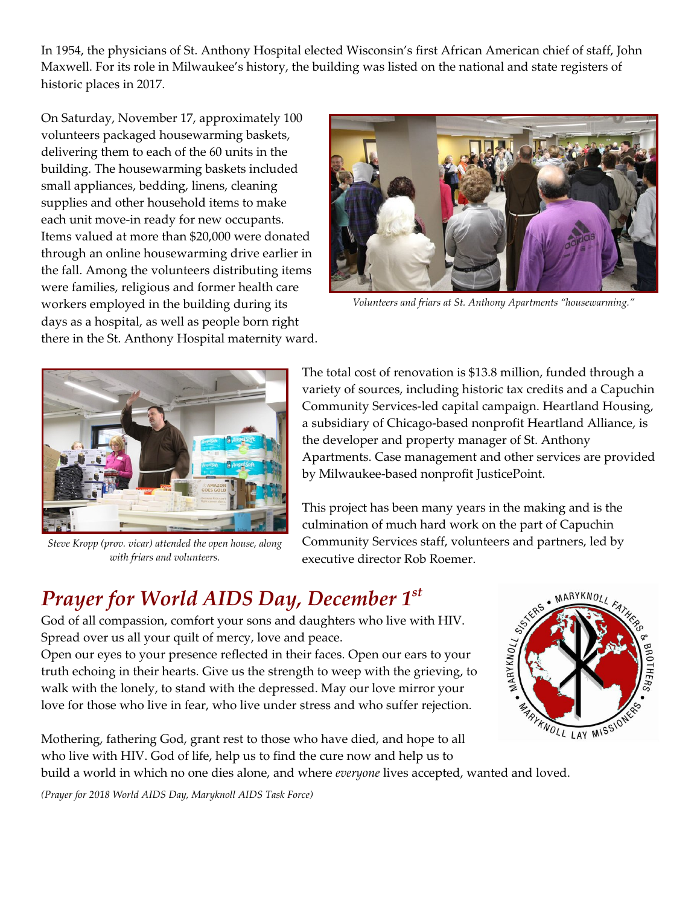In 1954, the physicians of St. Anthony Hospital elected Wisconsin's first African American chief of staff, John Maxwell. For its role in Milwaukee's history, the building was listed on the national and state registers of historic places in 2017.

On Saturday, November 17, approximately 100 volunteers packaged housewarming baskets, delivering them to each of the 60 units in the building. The housewarming baskets included small appliances, bedding, linens, cleaning supplies and other household items to make each unit move-in ready for new occupants. Items valued at more than $20,000 were donated through an online housewarming drive earlier in the fall. Among the volunteers distributing items were families, religious and former health care workers employed in the building during its days as a hospital, as well as people born right there in the St. Anthony Hospital maternity ward.

*Volunteers and friars at St. Anthony Apartments "housewarming."*

*Steve Kropp (prov. vicar) attended the open house, along with friars and volunteers.*

The total cost of renovation is $13.8 million, funded through a variety of sources, including historic tax credits and a Capuchin Community Services-led capital campaign. Heartland Housing, a subsidiary of Chicago-based nonprofit Heartland Alliance, is the developer and property manager of St. Anthony Apartments. Case management and other services are provided by Milwaukee-based nonprofit JusticePoint.

This project has been many years in the making and is the culmination of much hard work on the part of Capuchin Community Services staff, volunteers and partners, led by executive director Rob Roemer.

## *Prayer for World AIDS Day, December 1st*

God of all compassion, comfort your sons and daughters who live with HIV. Spread over us all your quilt of mercy, love and peace.
Open our eyes to your presence reflected in their faces. Open our ears to your truth echoing in their hearts. Give us the strength to weep with the grieving, to walk with the lonely, to stand with the depressed. May our love mirror your love for those who live in fear, who live under stress and who suffer rejection.

Mothering, fathering God, grant rest to those who have died, and hope to all who live with HIV. God of life, help us to find the cure now and help us to build a world in which no one dies alone, and where *everyone* lives accepted, wanted and loved.

*(Prayer for 2018 World AIDS Day, Maryknoll AIDS Task Force)*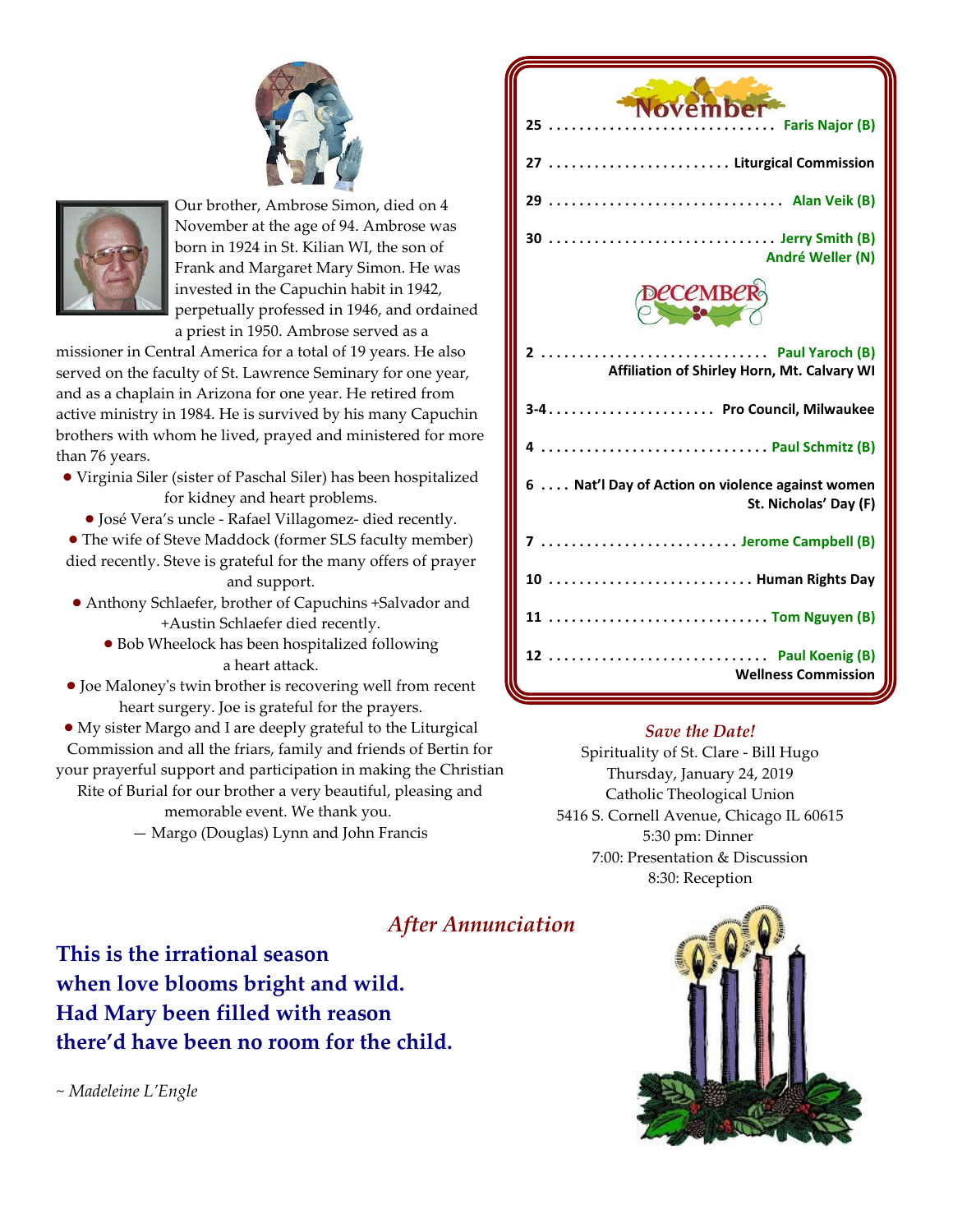Our brother, Ambrose Simon, died on 4 November at the age of 94. Ambrose was born in 1924 in St. Kilian WI, the son of Frank and Margaret Mary Simon. He was invested in the Capuchin habit in 1942, perpetually professed in 1946, and ordained a priest in 1950. Ambrose served as a missioner in Central America for a total of 19 years. He also served on the faculty of St. Lawrence Seminary for one year, and as a chaplain in Arizona for one year. He retired from active ministry in 1984. He is survived by his many Capuchin brothers with whom he lived, prayed and ministered for more than 76 years.

- Virginia Siler (sister of Paschal Siler) has been hospitalized for kidney and heart problems.
- José Vera's uncle - Rafael Villagomez- died recently.
- The wife of Steve Maddock (former SLS faculty member) died recently. Steve is grateful for the many offers of prayer and support.
- Anthony Schlaefer, brother of Capuchins +Salvador and +Austin Schlaefer died recently.
- Bob Wheelock has been hospitalized following a heart attack.
- Joe Maloney's twin brother is recovering well from recent heart surgery. Joe is grateful for the prayers.
- My sister Margo and I are deeply grateful to the Liturgical Commission and all the friars, family and friends of Bertin for your prayerful support and participation in making the Christian Rite of Burial for our brother a very beautiful, pleasing and memorable event. We thank you.

— Margo (Douglas) Lynn and John Francis

## November

**25** ............................... Faris Najor (B)

**27** ........................ Liturgical Commission

**29** ............................... Alan Veik (B)

**30** ............................... Jerry Smith (B)
André Weller (N)

## December

**2** ............................... Paul Yaroch (B)
Affiliation of Shirley Horn, Mt. Calvary WI

**3-4** ...................... Pro Council, Milwaukee

**4** ............................... Paul Schmitz (B)

**6** .... Nat'l Day of Action on violence against women
St. Nicholas' Day (F)

**7** .......................... Jerome Campbell (B)

**10** ........................... Human Rights Day

**11** ............................. Tom Nguyen (B)

**12** ............................. Paul Koenig (B)
Wellness Commission

*Save the Date!*

Spirituality of St. Clare - Bill Hugo
Thursday, January 24, 2019
Catholic Theological Union
5416 S. Cornell Avenue, Chicago IL 60615
5:30 pm: Dinner
7:00: Presentation & Discussion
8:30: Reception

## *After Annunciation*

**This is the irrational season
when love blooms bright and wild.
Had Mary been filled with reason
there'd have been no room for the child.**

*~ Madeleine L'Engle*